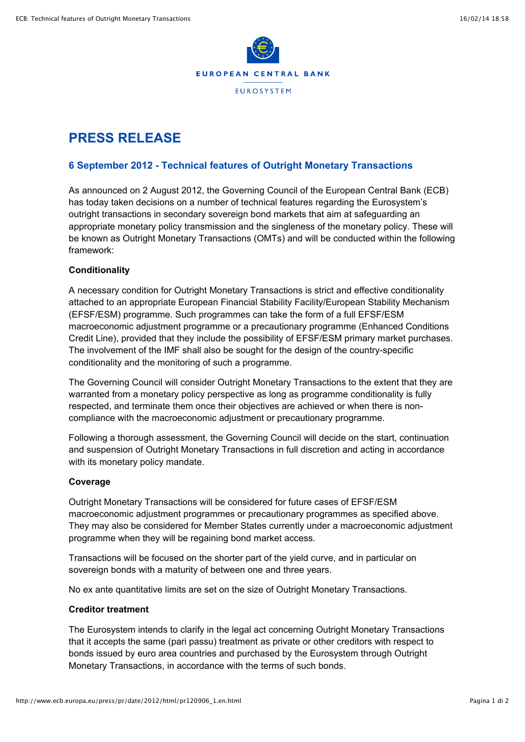EUROPEAN CENTRAL BANK

EUROSYSTEM

# PRESS RELEASE

## 6 September 2012 - Technical features of Outright Monetary Transactions

As announced on 2 August 2012, the Governing Council of the European Central Bank (ECB) has today taken decisions on a number of technical features regarding the Eurosystem's outright transactions in secondary sovereign bond markets that aim at safeguarding an appropriate monetary policy transmission and the singleness of the monetary policy. These will be known as Outright Monetary Transactions (OMTs) and will be conducted within the following framework:

**Conditionality**

A necessary condition for Outright Monetary Transactions is strict and effective conditionality attached to an appropriate European Financial Stability Facility/European Stability Mechanism (EFSF/ESM) programme. Such programmes can take the form of a full EFSF/ESM macroeconomic adjustment programme or a precautionary programme (Enhanced Conditions Credit Line), provided that they include the possibility of EFSF/ESM primary market purchases. The involvement of the IMF shall also be sought for the design of the country-specific conditionality and the monitoring of such a programme.

The Governing Council will consider Outright Monetary Transactions to the extent that they are warranted from a monetary policy perspective as long as programme conditionality is fully respected, and terminate them once their objectives are achieved or when there is non-compliance with the macroeconomic adjustment or precautionary programme.

Following a thorough assessment, the Governing Council will decide on the start, continuation and suspension of Outright Monetary Transactions in full discretion and acting in accordance with its monetary policy mandate.

**Coverage**

Outright Monetary Transactions will be considered for future cases of EFSF/ESM macroeconomic adjustment programmes or precautionary programmes as specified above. They may also be considered for Member States currently under a macroeconomic adjustment programme when they will be regaining bond market access.

Transactions will be focused on the shorter part of the yield curve, and in particular on sovereign bonds with a maturity of between one and three years.

No ex ante quantitative limits are set on the size of Outright Monetary Transactions.

**Creditor treatment**

The Eurosystem intends to clarify in the legal act concerning Outright Monetary Transactions that it accepts the same (pari passu) treatment as private or other creditors with respect to bonds issued by euro area countries and purchased by the Eurosystem through Outright Monetary Transactions, in accordance with the terms of such bonds.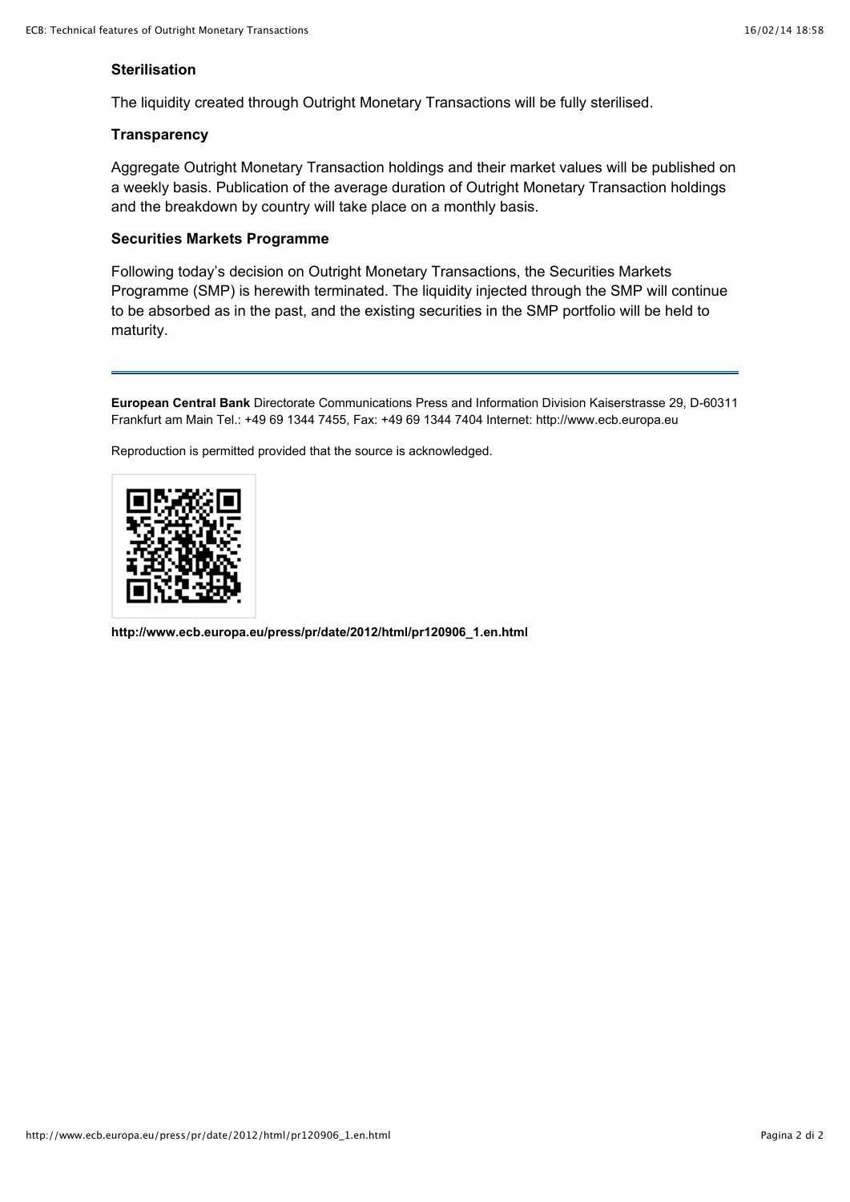### Sterilisation

The liquidity created through Outright Monetary Transactions will be fully sterilised.

### Transparency

Aggregate Outright Monetary Transaction holdings and their market values will be published on a weekly basis. Publication of the average duration of Outright Monetary Transaction holdings and the breakdown by country will take place on a monthly basis.

### Securities Markets Programme

Following today's decision on Outright Monetary Transactions, the Securities Markets Programme (SMP) is herewith terminated. The liquidity injected through the SMP will continue to be absorbed as in the past, and the existing securities in the SMP portfolio will be held to maturity.

---

**European Central Bank** Directorate Communications Press and Information Division Kaiserstrasse 29, D-60311 Frankfurt am Main Tel.: +49 69 1344 7455, Fax: +49 69 1344 7404 Internet: http://www.ecb.europa.eu

Reproduction is permitted provided that the source is acknowledged.

**http://www.ecb.europa.eu/press/pr/date/2012/html/pr120906_1.en.html**